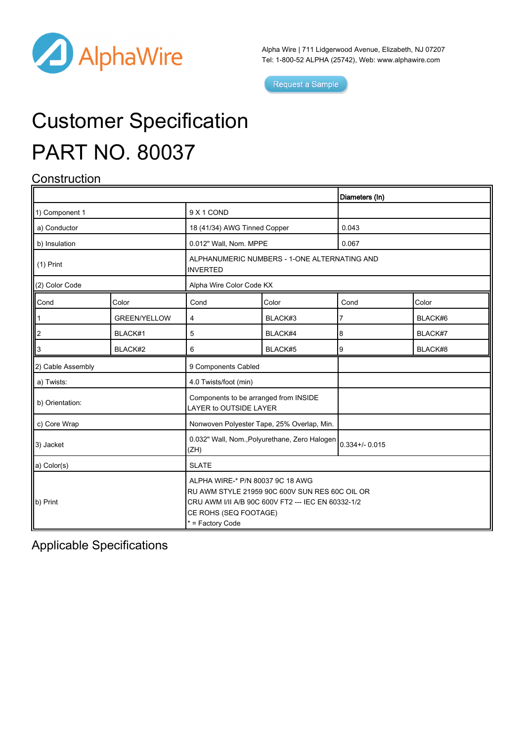Alpha Wire | 711 Lidgerwood Avenue, Elizabeth, NJ 07207
Tel: 1-800-52 ALPHA (25742), Web: www.alphawire.com

Request a Sample

# Customer Specification

# PART NO. 80037

## Construction

| | | Diameters (In) |
|---|---|---|
| 1) Component 1 | 9 X 1 COND | |
| a) Conductor | 18 (41/34) AWG Tinned Copper | 0.043 |
| b) Insulation | 0.012" Wall, Nom. MPPE | 0.067 |
| (1) Print | ALPHANUMERIC NUMBERS - 1-ONE ALTERNATING AND INVERTED | |
| (2) Color Code | Alpha Wire Color Code KX | |

| Cond | Color | Cond | Color | Cond | Color |
|---|---|---|---|---|---|
| 1 | GREEN/YELLOW | 4 | BLACK#3 | 7 | BLACK#6 |
| 2 | BLACK#1 | 5 | BLACK#4 | 8 | BLACK#7 |
| 3 | BLACK#2 | 6 | BLACK#5 | 9 | BLACK#8 |

| | | |
|---|---|---|
| 2) Cable Assembly | 9 Components Cabled | |
| a) Twists: | 4.0 Twists/foot (min) | |
| b) Orientation: | Components to be arranged from INSIDE LAYER to OUTSIDE LAYER | |
| c) Core Wrap | Nonwoven Polyester Tape, 25% Overlap, Min. | |
| 3) Jacket | 0.032" Wall, Nom.,Polyurethane, Zero Halogen (ZH) | 0.334+/- 0.015 |
| a) Color(s) | SLATE | |
| b) Print | ALPHA WIRE-* P/N 80037 9C 18 AWG RU AWM STYLE 21959 90C 600V SUN RES 60C OIL OR CRU AWM I/II A/B 90C 600V FT2 --- IEC EN 60332-1/2 CE ROHS (SEQ FOOTAGE) * = Factory Code | |

## Applicable Specifications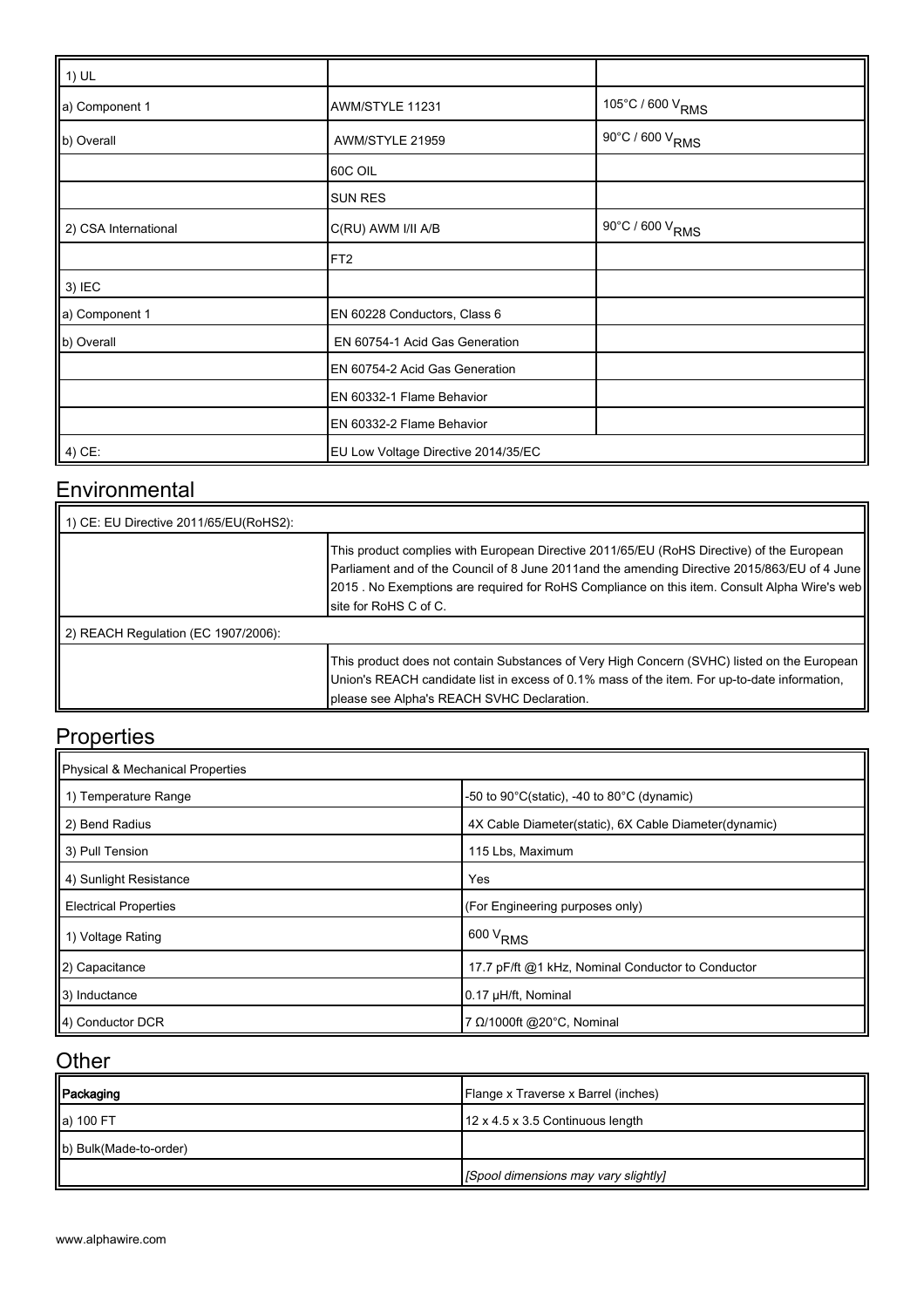| 1) UL | | |
|---|---|---|
| a) Component 1 | AWM/STYLE 11231 | 105°C / 600 $V_{RMS}$ |
| b) Overall | AWM/STYLE 21959 | 90°C / 600 $V_{RMS}$ |
| | 60C OIL | |
| | SUN RES | |
| 2) CSA International | C(RU) AWM I/II A/B | 90°C / 600 $V_{RMS}$ |
| | FT2 | |
| 3) IEC | | |
| a) Component 1 | EN 60228 Conductors, Class 6 | |
| b) Overall | EN 60754-1 Acid Gas Generation | |
| | EN 60754-2 Acid Gas Generation | |
| | EN 60332-1 Flame Behavior | |
| | EN 60332-2 Flame Behavior | |
| 4) CE: | EU Low Voltage Directive 2014/35/EC | |

## Environmental

| 1) CE: EU Directive 2011/65/EU(RoHS2): | |
|---|---|
| | This product complies with European Directive 2011/65/EU (RoHS Directive) of the European Parliament and of the Council of 8 June 2011and the amending Directive 2015/863/EU of 4 June 2015 . No Exemptions are required for RoHS Compliance on this item. Consult Alpha Wire's web site for RoHS C of C. |
| 2) REACH Regulation (EC 1907/2006): | |
| | This product does not contain Substances of Very High Concern (SVHC) listed on the European Union's REACH candidate list in excess of 0.1% mass of the item. For up-to-date information, please see Alpha's REACH SVHC Declaration. |

## Properties

| Physical & Mechanical Properties | |
|---|---|
| 1) Temperature Range | -50 to 90°C(static), -40 to 80°C (dynamic) |
| 2) Bend Radius | 4X Cable Diameter(static), 6X Cable Diameter(dynamic) |
| 3) Pull Tension | 115 Lbs, Maximum |
| 4) Sunlight Resistance | Yes |
| Electrical Properties | (For Engineering purposes only) |
| 1) Voltage Rating | 600 $V_{RMS}$ |
| 2) Capacitance | 17.7 pF/ft @1 kHz, Nominal Conductor to Conductor |
| 3) Inductance | 0.17 µH/ft, Nominal |
| 4) Conductor DCR | 7 Ω/1000ft @20°C, Nominal |

## Other

| **Packaging** | Flange x Traverse x Barrel (inches) |
|---|---|
| a) 100 FT | 12 x 4.5 x 3.5 Continuous length |
| b) Bulk(Made-to-order) | |
| | *[Spool dimensions may vary slightly]* |

www.alphawire.com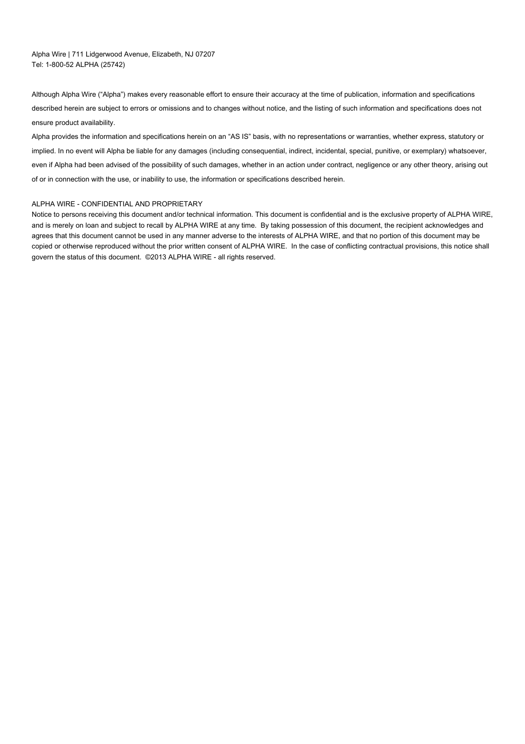Alpha Wire | 711 Lidgerwood Avenue, Elizabeth, NJ 07207
Tel: 1-800-52 ALPHA (25742)

Although Alpha Wire ("Alpha") makes every reasonable effort to ensure their accuracy at the time of publication, information and specifications described herein are subject to errors or omissions and to changes without notice, and the listing of such information and specifications does not ensure product availability.

Alpha provides the information and specifications herein on an "AS IS" basis, with no representations or warranties, whether express, statutory or implied. In no event will Alpha be liable for any damages (including consequential, indirect, incidental, special, punitive, or exemplary) whatsoever, even if Alpha had been advised of the possibility of such damages, whether in an action under contract, negligence or any other theory, arising out of or in connection with the use, or inability to use, the information or specifications described herein.

ALPHA WIRE - CONFIDENTIAL AND PROPRIETARY

Notice to persons receiving this document and/or technical information. This document is confidential and is the exclusive property of ALPHA WIRE, and is merely on loan and subject to recall by ALPHA WIRE at any time. By taking possession of this document, the recipient acknowledges and agrees that this document cannot be used in any manner adverse to the interests of ALPHA WIRE, and that no portion of this document may be copied or otherwise reproduced without the prior written consent of ALPHA WIRE. In the case of conflicting contractual provisions, this notice shall govern the status of this document. ©2013 ALPHA WIRE - all rights reserved.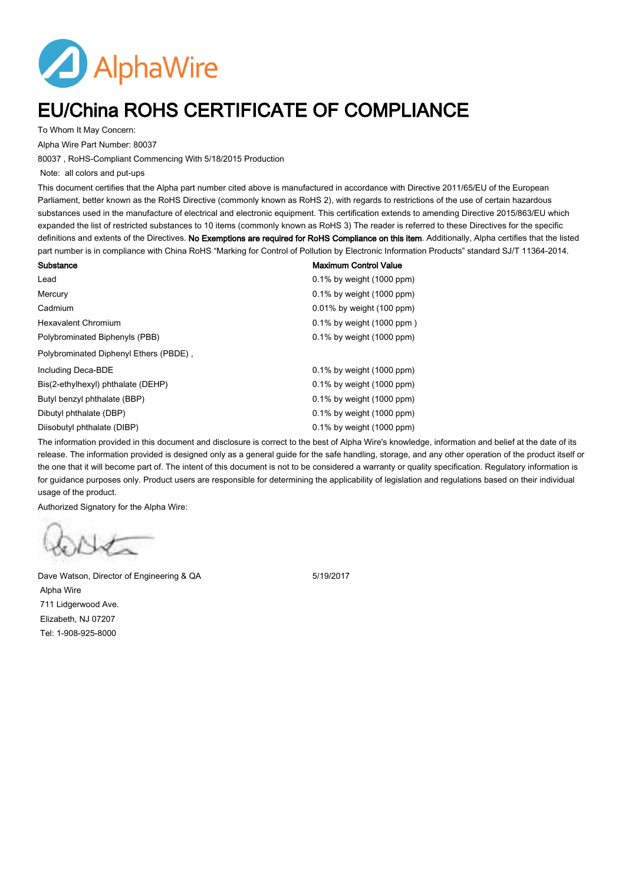AlphaWire

# EU/China ROHS CERTIFICATE OF COMPLIANCE

To Whom It May Concern:

Alpha Wire Part Number: 80037

80037 , RoHS-Compliant Commencing With 5/18/2015 Production

Note: all colors and put-ups

This document certifies that the Alpha part number cited above is manufactured in accordance with Directive 2011/65/EU of the European Parliament, better known as the RoHS Directive (commonly known as RoHS 2), with regards to restrictions of the use of certain hazardous substances used in the manufacture of electrical and electronic equipment. This certification extends to amending Directive 2015/863/EU which expanded the list of restricted substances to 10 items (commonly known as RoHS 3) The reader is referred to these Directives for the specific definitions and extents of the Directives. **No Exemptions are required for RoHS Compliance on this item**. Additionally, Alpha certifies that the listed part number is in compliance with China RoHS "Marking for Control of Pollution by Electronic Information Products" standard SJ/T 11364-2014.

| Substance | Maximum Control Value |
|---|---|
| Lead | 0.1% by weight (1000 ppm) |
| Mercury | 0.1% by weight (1000 ppm) |
| Cadmium | 0.01% by weight (100 ppm) |
| Hexavalent Chromium | 0.1% by weight (1000 ppm ) |
| Polybrominated Biphenyls (PBB) | 0.1% by weight (1000 ppm) |
| Polybrominated Diphenyl Ethers (PBDE) , | |
| Including Deca-BDE | 0.1% by weight (1000 ppm) |
| Bis(2-ethylhexyl) phthalate (DEHP) | 0.1% by weight (1000 ppm) |
| Butyl benzyl phthalate (BBP) | 0.1% by weight (1000 ppm) |
| Dibutyl phthalate (DBP) | 0.1% by weight (1000 ppm) |
| Diisobutyl phthalate (DIBP) | 0.1% by weight (1000 ppm) |

The information provided in this document and disclosure is correct to the best of Alpha Wire's knowledge, information and belief at the date of its release. The information provided is designed only as a general guide for the safe handling, storage, and any other operation of the product itself or the one that it will become part of. The intent of this document is not to be considered a warranty or quality specification. Regulatory information is for guidance purposes only. Product users are responsible for determining the applicability of legislation and regulations based on their individual usage of the product.

Authorized Signatory for the Alpha Wire:

Dave Watson, Director of Engineering & QA

Alpha Wire

711 Lidgerwood Ave.

Elizabeth, NJ 07207

Tel: 1-908-925-8000

5/19/2017